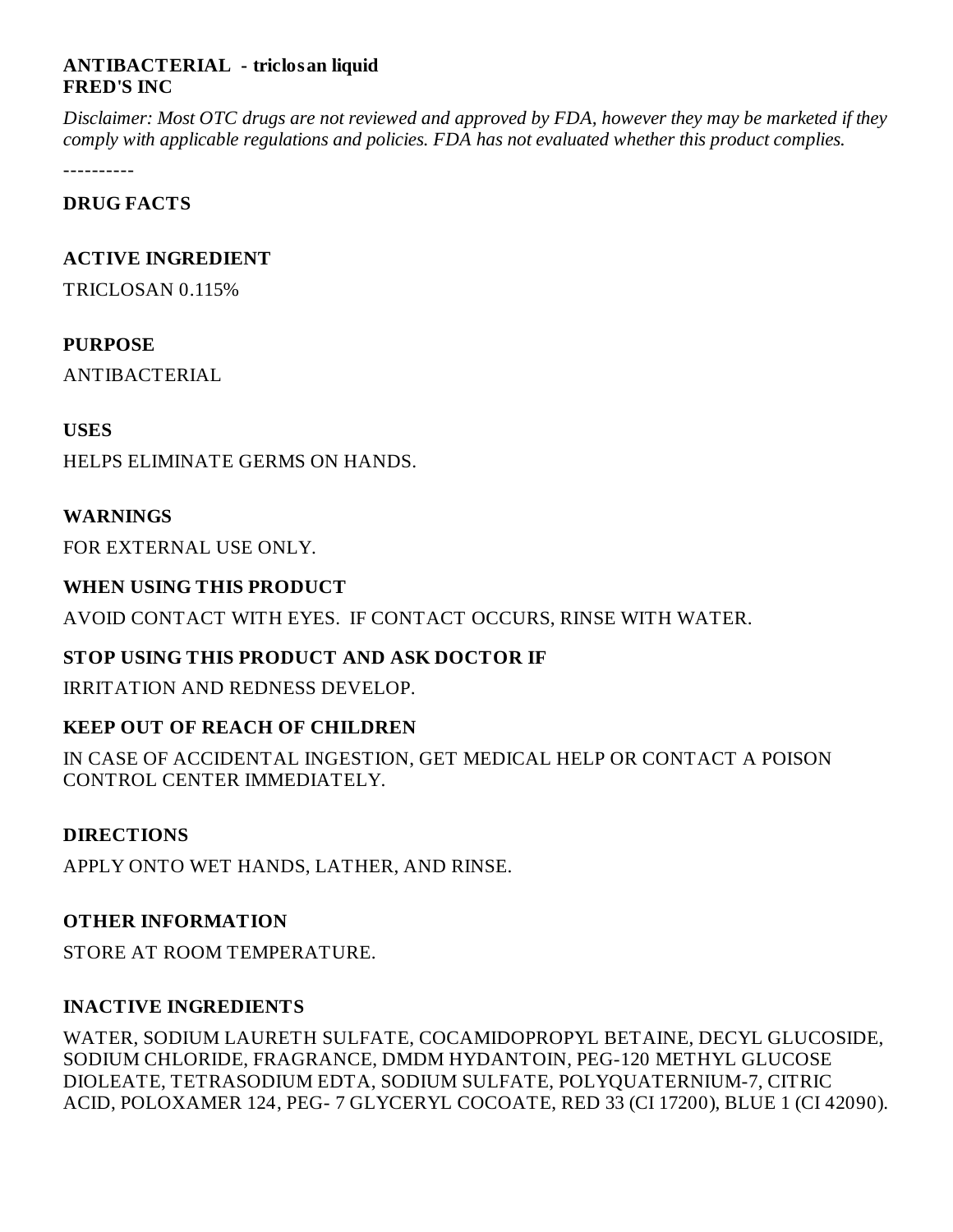**ANTIBACTERIAL - triclosan liquid**
**FRED'S INC**

*Disclaimer: Most OTC drugs are not reviewed and approved by FDA, however they may be marketed if they comply with applicable regulations and policies. FDA has not evaluated whether this product complies.*

----------

## DRUG FACTS

### ACTIVE INGREDIENT

TRICLOSAN 0.115%

### PURPOSE

ANTIBACTERIAL

### USES

HELPS ELIMINATE GERMS ON HANDS.

### WARNINGS

FOR EXTERNAL USE ONLY.

### WHEN USING THIS PRODUCT

AVOID CONTACT WITH EYES. IF CONTACT OCCURS, RINSE WITH WATER.

### STOP USING THIS PRODUCT AND ASK DOCTOR IF

IRRITATION AND REDNESS DEVELOP.

### KEEP OUT OF REACH OF CHILDREN

IN CASE OF ACCIDENTAL INGESTION, GET MEDICAL HELP OR CONTACT A POISON CONTROL CENTER IMMEDIATELY.

### DIRECTIONS

APPLY ONTO WET HANDS, LATHER, AND RINSE.

### OTHER INFORMATION

STORE AT ROOM TEMPERATURE.

### INACTIVE INGREDIENTS

WATER, SODIUM LAURETH SULFATE, COCAMIDOPROPYL BETAINE, DECYL GLUCOSIDE, SODIUM CHLORIDE, FRAGRANCE, DMDM HYDANTOIN, PEG-120 METHYL GLUCOSE DIOLEATE, TETRASODIUM EDTA, SODIUM SULFATE, POLYQUATERNIUM-7, CITRIC ACID, POLOXAMER 124, PEG- 7 GLYCERYL COCOATE, RED 33 (CI 17200), BLUE 1 (CI 42090).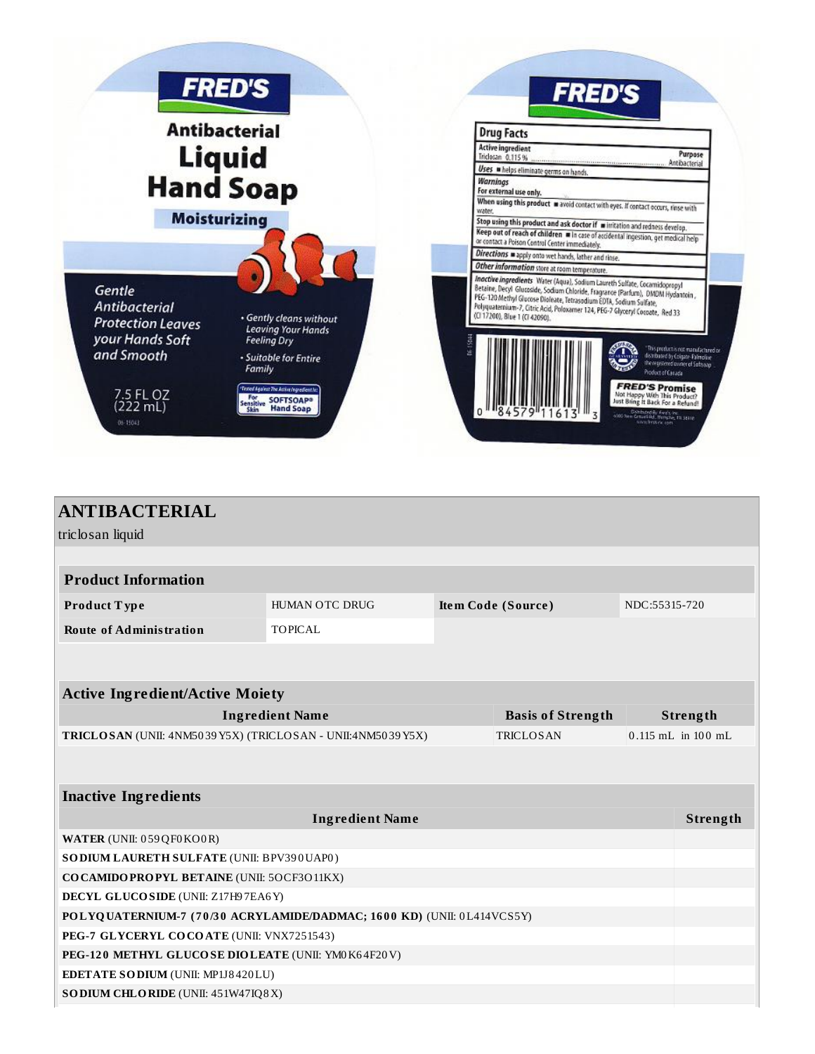FRED'S

Antibacterial

Liquid

Hand Soap

Moisturizing

Gentle Antibacterial Protection Leaves your Hands Soft and Smooth

- Gently cleans without Leaving Your Hands Feeling Dry
- Suitable for Entire Family

7.5 FL OZ (222 mL)

"Tested Against The Active Ingredient In: For Sensitive Skin SOFTSOAP® Hand Soap

06-15043

FRED'S

**Drug Facts**

**Active ingredient** Triclosan 0.115% ... **Purpose** Antibacterial

**Uses** ■ helps eliminate germs on hands.

**Warnings**

**For external use only.**

**When using this product** ■ avoid contact with eyes. If contact occurs, rinse with water.

**Stop using this product and ask doctor if** ■ irritation and redness develop.

**Keep out of reach of children** ■ In case of accidental ingestion, get medical help or contact a Poison Control Center immediately.

**Directions** ■ apply onto wet hands, lather and rinse.

**Other information** store at room temperature.

**Inactive ingredients** Water (Aqua), Sodium Laureth Sulfate, Cocamidopropyl Betaine, Decyl Glucoside, Sodium Chloride, Fragrance (Parfum), DMDM Hydantoin, PEG-120 Methyl Glucose Dioleate, Tetrasodium EDTA, Sodium Sulfate, Polyquaternium-7, Citric Acid, Poloxamer 124, PEG-7 Glyceryl Cocoate, Red 33 (CI 17200), Blue 1 (CI 42090).

0 84579 11613 3

This product is not manufactured or distributed by Colgate-Palmolive the registered owner of Softsoap. Product of Canada

FRED'S Promise Not Happy With This Product? Just Bring It Back For a Refund!

Distributed By: Fred's Inc. 4300 New Getwell Rd., Memphis, TN 38118 www.fredsinc.com

## ANTIBACTERIAL

triclosan liquid

| Product Information | | | |
|---|---|---|---|
| **Product Type** | HUMAN OTC DRUG | **Item Code (Source)** | NDC:55315-720 |
| **Route of Administration** | TOPICAL | | |

| Active Ingredient/Active Moiety | | |
|---|---|---|
| **Ingredient Name** | **Basis of Strength** | **Strength** |
| **TRICLOSAN** (UNII: 4NM5039Y5X) (TRICLOSAN - UNII:4NM5039Y5X) | TRICLOSAN | 0.115 mL in 100 mL |

| Inactive Ingredients | |
|---|---|
| **Ingredient Name** | **Strength** |
| **WATER** (UNII: 059QF0KO0R) | |
| **SODIUM LAURETH SULFATE** (UNII: BPV390UAP0) | |
| **COCAMIDOPROPYL BETAINE** (UNII: 5OCF3O11KX) | |
| **DECYL GLUCOSIDE** (UNII: Z17H97EA6Y) | |
| **POLYQUATERNIUM-7 (70/30 ACRYLAMIDE/DADMAC; 1600 KD)** (UNII: 0L414VCS5Y) | |
| **PEG-7 GLYCERYL COCOATE** (UNII: VNX7251543) | |
| **PEG-120 METHYL GLUCOSE DIOLEATE** (UNII: YM0K64F20V) | |
| **EDETATE SODIUM** (UNII: MP1J8420LU) | |
| **SODIUM CHLORIDE** (UNII: 451W47IQ8X) | |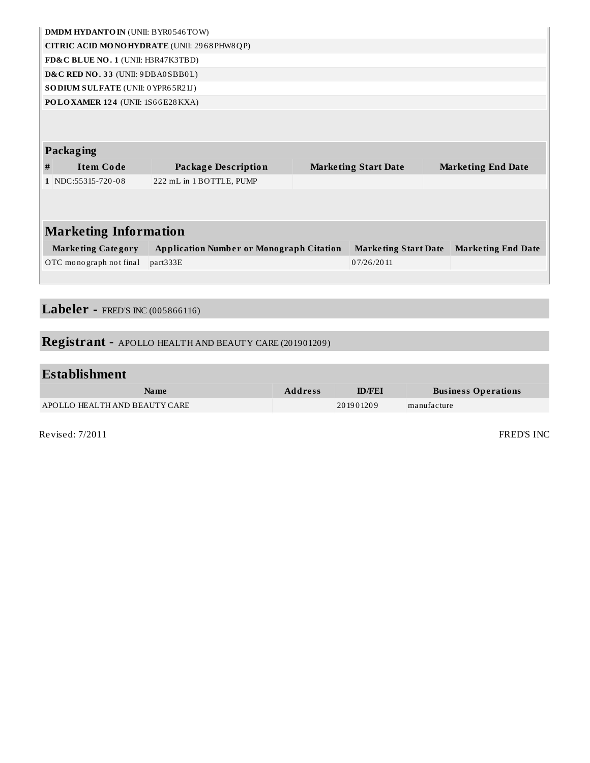| | |
|---|---|
| **DMDM HYDANTOIN** (UNII: BYR0546TOW) | |
| **CITRIC ACID MONOHYDRATE** (UNII: 2968PHW8QP) | |
| **FD&C BLUE NO. 1** (UNII: H3R47K3TBD) | |
| **D&C RED NO. 33** (UNII: 9DBA0SBB0L) | |
| **SODIUM SULFATE** (UNII: 0YPR65R21J) | |
| **POLOXAMER 124** (UNII: 1S66E28KXA) | |

## Packaging

| # | Item Code | Package Description | Marketing Start Date | Marketing End Date |
|---|---|---|---|---|
| 1 | NDC:55315-720-08 | 222 mL in 1 BOTTLE, PUMP | | |

## Marketing Information

| Marketing Category | Application Number or Monograph Citation | Marketing Start Date | Marketing End Date |
|---|---|---|---|
| OTC monograph not final | part333E | 07/26/2011 | |

## Labeler - FRED'S INC (005866116)

## Registrant - APOLLO HEALTH AND BEAUTY CARE (201901209)

## Establishment

| Name | Address | ID/FEI | Business Operations |
|---|---|---|---|
| APOLLO HEALTH AND BEAUTY CARE | | 201901209 | manufacture |

Revised: 7/2011

FRED'S INC